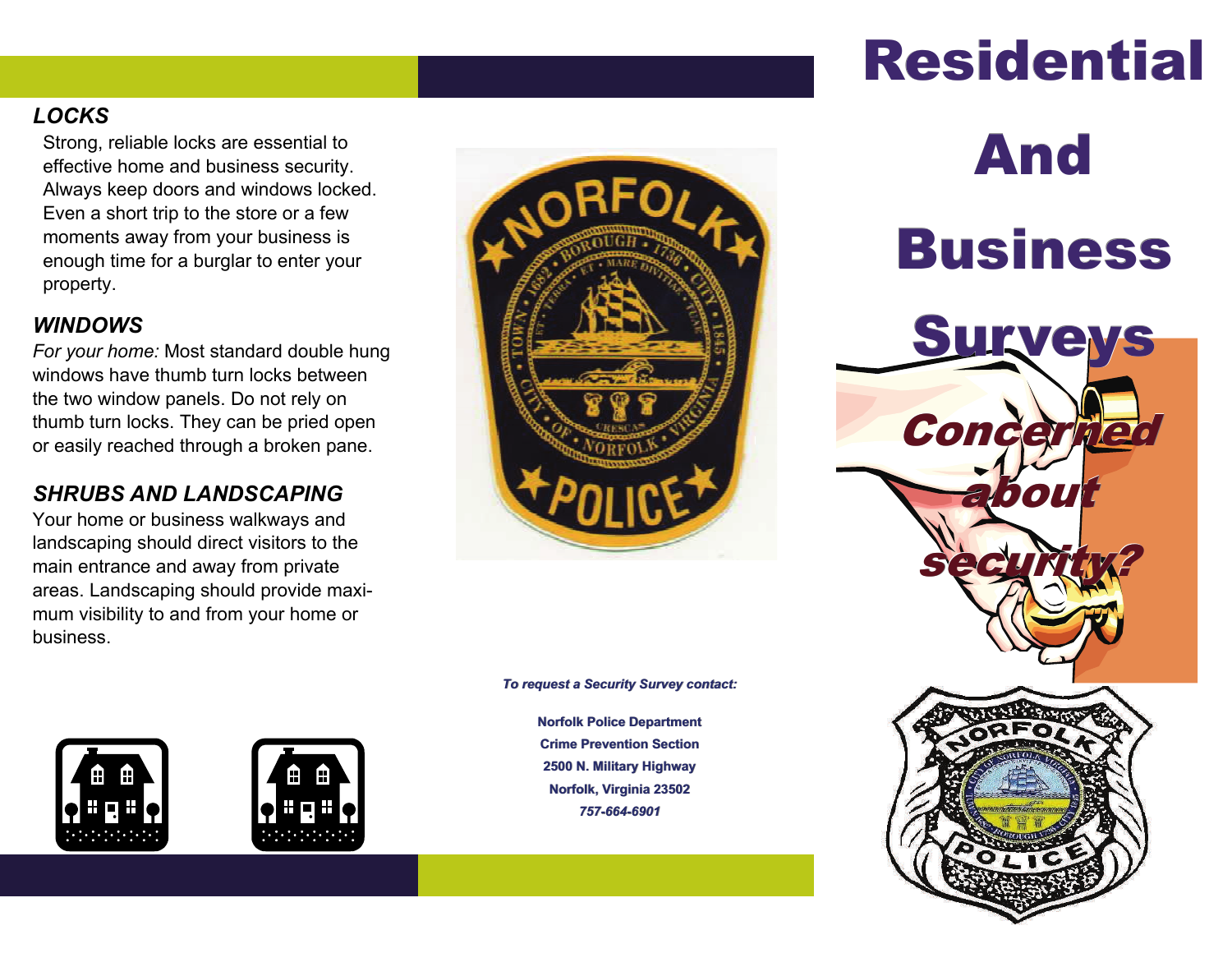### LOCKS

Strong, reliable locks are essential to effective home and business security. Always keep doors and windows locked. Even a short trip to the store or a few moments away from your business is enough time for a burglar to enter your property.

### WINDOWS

*For your home:* Most standard double hung windows have thumb turn locks between the two window panels. Do not rely on thumb turn locks. They can be pried open or easily reached through a broken pane.

### SHRUBS AND LANDSCAPING

Your home or business walkways and landscaping should direct visitors to the main entrance and away from private areas. Landscaping should provide maximum visibility to and from your home or business.

***To request a Security Survey contact:***

**Norfolk Police Department**
**Crime Prevention Section**
**2500 N. Military Highway**
**Norfolk, Virginia 23502**
***757-664-6901***

# Residential And Business Surveys

***Concerned about security?***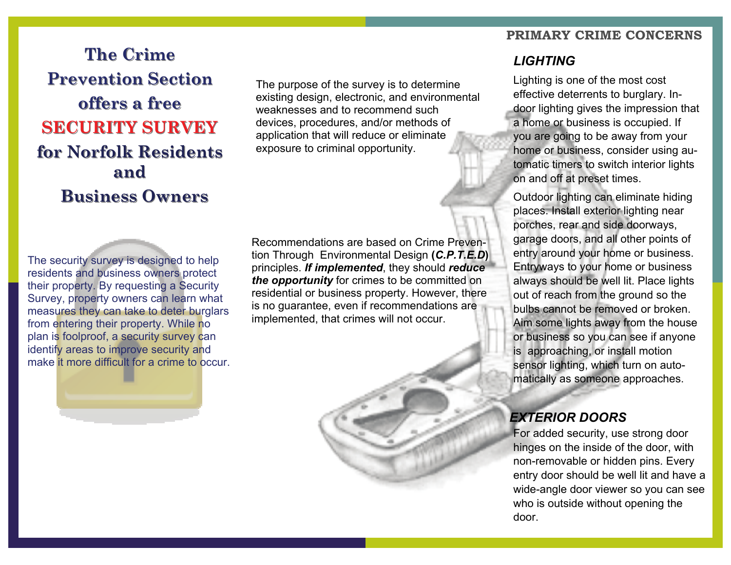# The Crime Prevention Section offers a free SECURITY SURVEY for Norfolk Residents and Business Owners

The security survey is designed to help residents and business owners protect their property. By requesting a Security Survey, property owners can learn what measures they can take to deter burglars from entering their property. While no plan is foolproof, a security survey can identify areas to improve security and make it more difficult for a crime to occur.

The purpose of the survey is to determine existing design, electronic, and environmental weaknesses and to recommend such devices, procedures, and/or methods of application that will reduce or eliminate exposure to criminal opportunity.

Recommendations are based on Crime Prevention Through Environmental Design (***C.P.T.E.D***) principles. ***If implemented***, they should ***reduce the opportunity*** for crimes to be committed on residential or business property. However, there is no guarantee, even if recommendations are implemented, that crimes will not occur.

## PRIMARY CRIME CONCERNS

### *LIGHTING*

Lighting is one of the most cost effective deterrents to burglary. Indoor lighting gives the impression that a home or business is occupied. If you are going to be away from your home or business, consider using automatic timers to switch interior lights on and off at preset times.

Outdoor lighting can eliminate hiding places. Install exterior lighting near porches, rear and side doorways, garage doors, and all other points of entry around your home or business. Entryways to your home or business always should be well lit. Place lights out of reach from the ground so the bulbs cannot be removed or broken. Aim some lights away from the house or business so you can see if anyone is approaching, or install motion sensor lighting, which turn on automatically as someone approaches.

### *EXTERIOR DOORS*

For added security, use strong door hinges on the inside of the door, with non-removable or hidden pins. Every entry door should be well lit and have a wide-angle door viewer so you can see who is outside without opening the door.